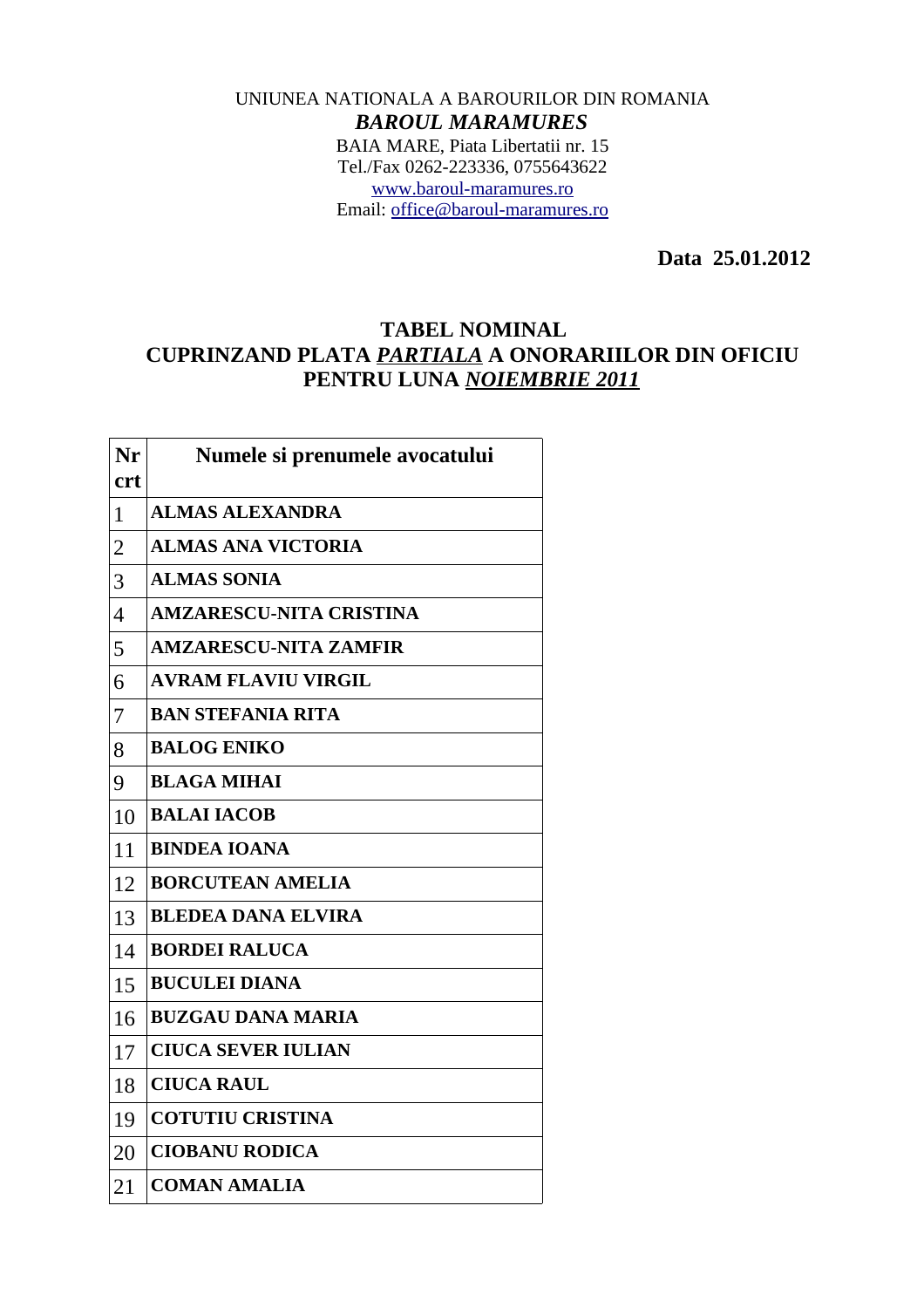UNIUNEA NATIONALA A BAROURILOR DIN ROMANIA

*BAROUL MARAMURES*

BAIA MARE, Piata Libertatii nr. 15

Tel./Fax 0262-223336, 0755643622

www.baroul-maramures.ro

Email: office@baroul-maramures.ro

**Data 25.01.2012**

# TABEL NOMINAL
## CUPRINZAND PLATA *PARTIALA* A ONORARIILOR DIN OFICIU PENTRU LUNA *NOIEMBRIE 2011*

| Nr crt | Numele si prenumele avocatului |
|---|---|
| 1 | **ALMAS ALEXANDRA** |
| 2 | **ALMAS ANA VICTORIA** |
| 3 | **ALMAS SONIA** |
| 4 | **AMZARESCU-NITA CRISTINA** |
| 5 | **AMZARESCU-NITA ZAMFIR** |
| 6 | **AVRAM FLAVIU VIRGIL** |
| 7 | **BAN STEFANIA RITA** |
| 8 | **BALOG ENIKO** |
| 9 | **BLAGA MIHAI** |
| 10 | **BALAI IACOB** |
| 11 | **BINDEA IOANA** |
| 12 | **BORCUTEAN AMELIA** |
| 13 | **BLEDEA DANA ELVIRA** |
| 14 | **BORDEI RALUCA** |
| 15 | **BUCULEI DIANA** |
| 16 | **BUZGAU DANA MARIA** |
| 17 | **CIUCA SEVER IULIAN** |
| 18 | **CIUCA RAUL** |
| 19 | **COTUTIU CRISTINA** |
| 20 | **CIOBANU RODICA** |
| 21 | **COMAN AMALIA** |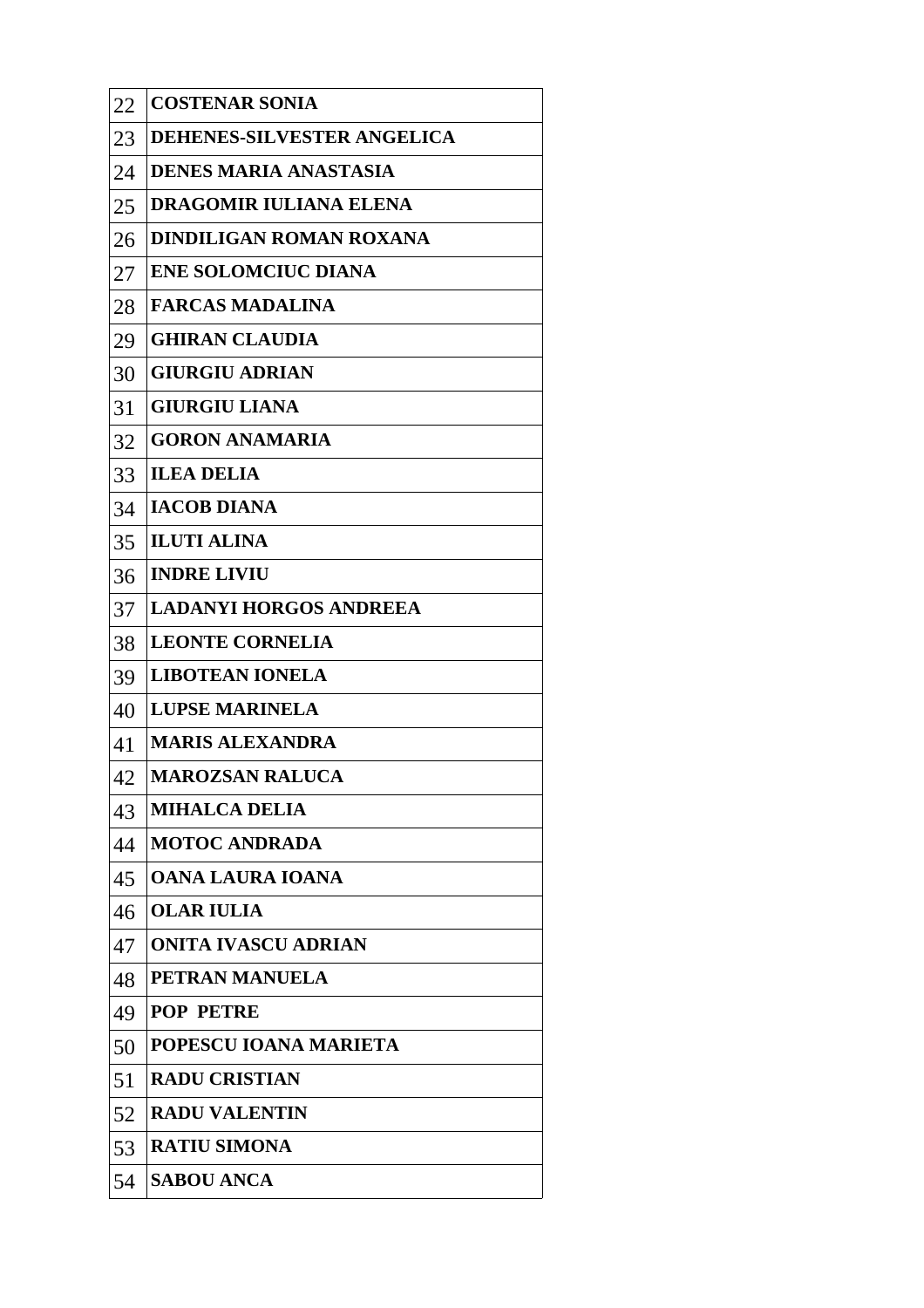| 22 | **COSTENAR SONIA** |
|---|---|
| 23 | **DEHENES-SILVESTER ANGELICA** |
| 24 | **DENES MARIA ANASTASIA** |
| 25 | **DRAGOMIR IULIANA ELENA** |
| 26 | **DINDILIGAN ROMAN ROXANA** |
| 27 | **ENE SOLOMCIUC DIANA** |
| 28 | **FARCAS MADALINA** |
| 29 | **GHIRAN CLAUDIA** |
| 30 | **GIURGIU ADRIAN** |
| 31 | **GIURGIU LIANA** |
| 32 | **GORON ANAMARIA** |
| 33 | **ILEA DELIA** |
| 34 | **IACOB DIANA** |
| 35 | **ILUTI ALINA** |
| 36 | **INDRE LIVIU** |
| 37 | **LADANYI HORGOS ANDREEA** |
| 38 | **LEONTE CORNELIA** |
| 39 | **LIBOTEAN IONELA** |
| 40 | **LUPSE MARINELA** |
| 41 | **MARIS ALEXANDRA** |
| 42 | **MAROZSAN RALUCA** |
| 43 | **MIHALCA DELIA** |
| 44 | **MOTOC ANDRADA** |
| 45 | **OANA LAURA IOANA** |
| 46 | **OLAR IULIA** |
| 47 | **ONITA IVASCU ADRIAN** |
| 48 | **PETRAN MANUELA** |
| 49 | **POP PETRE** |
| 50 | **POPESCU IOANA MARIETA** |
| 51 | **RADU CRISTIAN** |
| 52 | **RADU VALENTIN** |
| 53 | **RATIU SIMONA** |
| 54 | **SABOU ANCA** |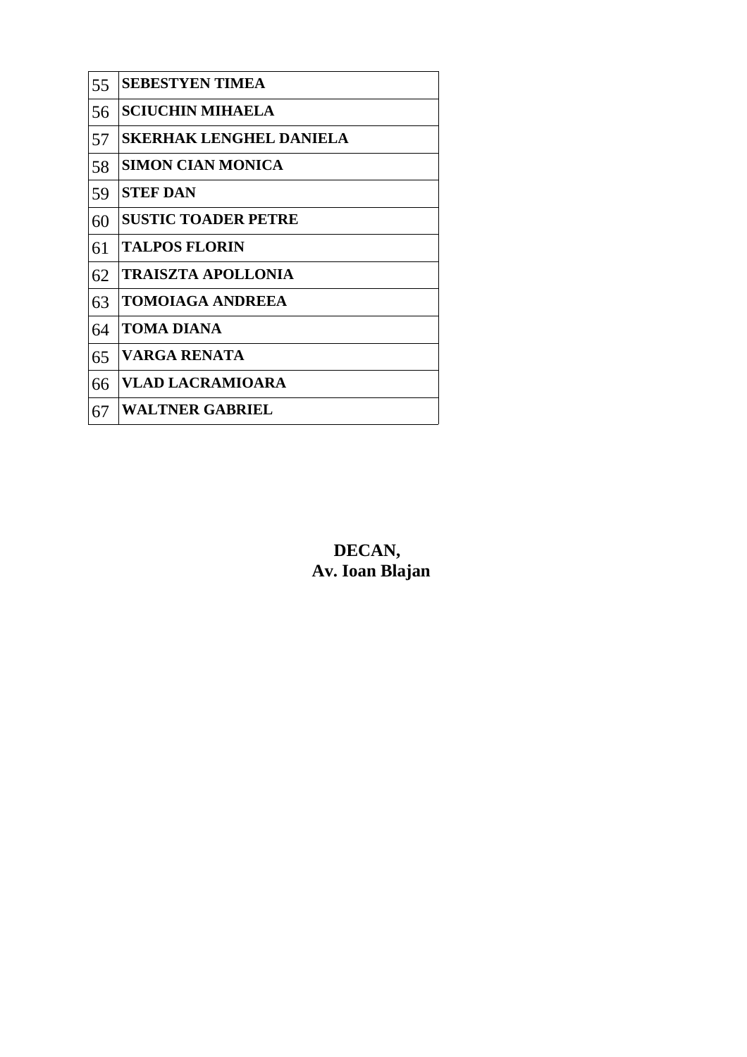| | |
|---|---|
| 55 | **SEBESTYEN TIMEA** |
| 56 | **SCIUCHIN MIHAELA** |
| 57 | **SKERHAK LENGHEL DANIELA** |
| 58 | **SIMON CIAN MONICA** |
| 59 | **STEF DAN** |
| 60 | **SUSTIC TOADER PETRE** |
| 61 | **TALPOS FLORIN** |
| 62 | **TRAISZTA APOLLONIA** |
| 63 | **TOMOIAGA ANDREEA** |
| 64 | **TOMA DIANA** |
| 65 | **VARGA RENATA** |
| 66 | **VLAD LACRAMIOARA** |
| 67 | **WALTNER GABRIEL** |

**DECAN,**
**Av. Ioan Blajan**